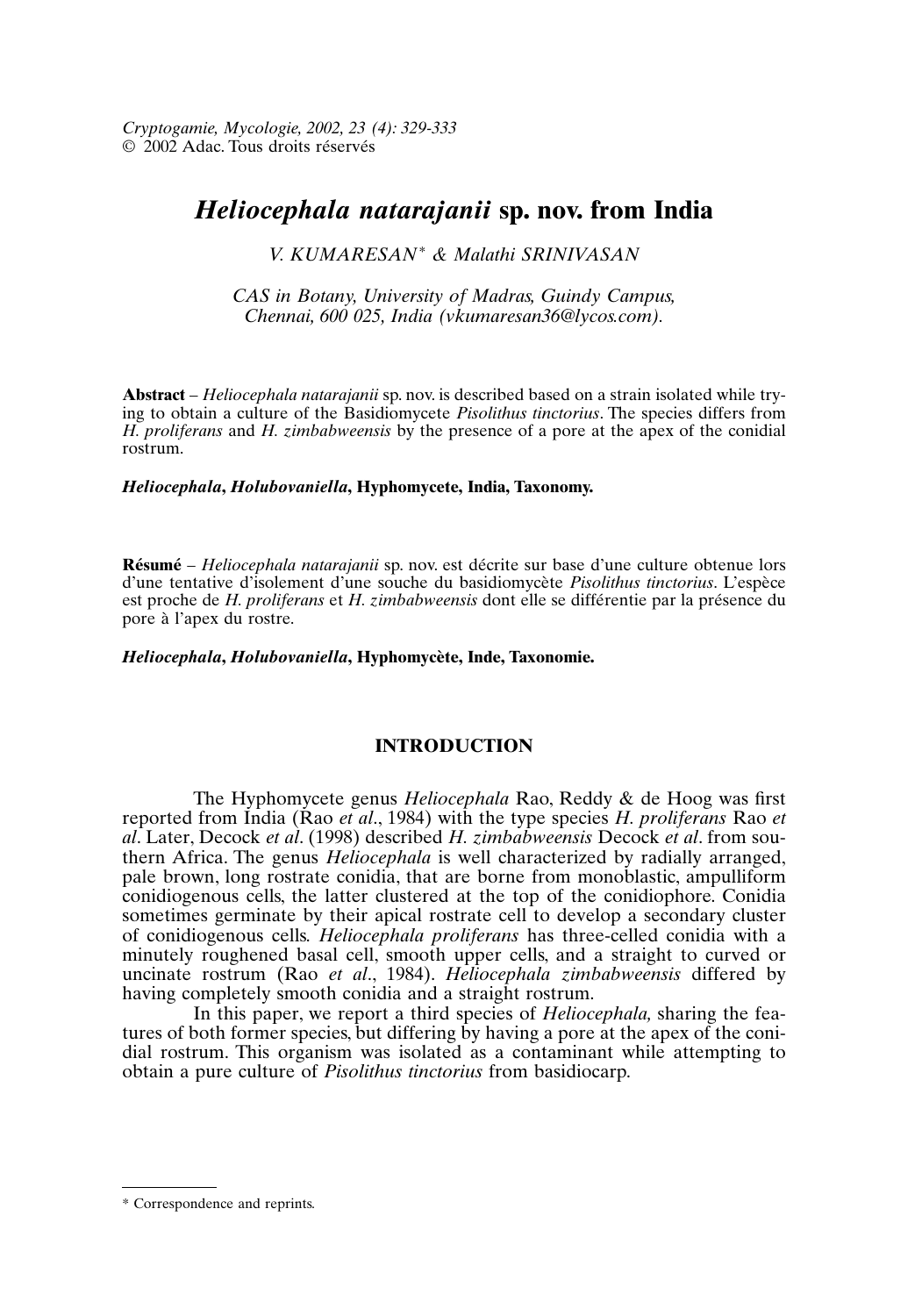Cryptogamie, Mycologie, 2002, 23 (4): 329-333
© 2002 Adac. Tous droits réservés

# *Heliocephala natarajanii* sp. nov. from India

*V. KUMARESAN*\* *& Malathi SRINIVASAN*

*CAS in Botany, University of Madras, Guindy Campus, Chennai, 600 025, India (vkumaresan36@lycos.com).*

**Abstract** – *Heliocephala natarajanii* sp. nov. is described based on a strain isolated while trying to obtain a culture of the Basidiomycete *Pisolithus tinctorius*. The species differs from *H. proliferans* and *H. zimbabweensis* by the presence of a pore at the apex of the conidial rostrum.

***Heliocephala*, *Holubovaniella*, Hyphomycete, India, Taxonomy.**

**Résumé** – *Heliocephala natarajanii* sp. nov. est décrite sur base d'une culture obtenue lors d'une tentative d'isolement d'une souche du basidiomycète *Pisolithus tinctorius*. L'espèce est proche de *H. proliferans* et *H. zimbabweensis* dont elle se différentie par la présence du pore à l'apex du rostre.

***Heliocephala*, *Holubovaniella*, Hyphomycète, Inde, Taxonomie.**

## INTRODUCTION

The Hyphomycete genus *Heliocephala* Rao, Reddy & de Hoog was first reported from India (Rao *et al*., 1984) with the type species *H. proliferans* Rao *et al*. Later, Decock *et al*. (1998) described *H. zimbabweensis* Decock *et al*. from southern Africa. The genus *Heliocephala* is well characterized by radially arranged, pale brown, long rostrate conidia, that are borne from monoblastic, ampulliform conidiogenous cells, the latter clustered at the top of the conidiophore. Conidia sometimes germinate by their apical rostrate cell to develop a secondary cluster of conidiogenous cells. *Heliocephala proliferans* has three-celled conidia with a minutely roughened basal cell, smooth upper cells, and a straight to curved or uncinate rostrum (Rao *et al*., 1984). *Heliocephala zimbabweensis* differed by having completely smooth conidia and a straight rostrum.

In this paper, we report a third species of *Heliocephala,* sharing the features of both former species, but differing by having a pore at the apex of the conidial rostrum. This organism was isolated as a contaminant while attempting to obtain a pure culture of *Pisolithus tinctorius* from basidiocarp.

---

\* Correspondence and reprints.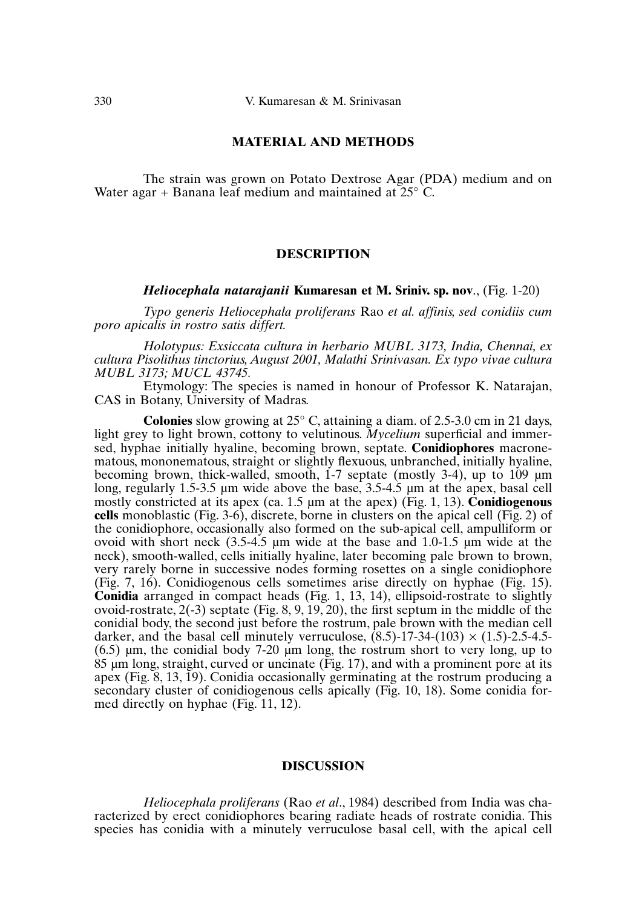## MATERIAL AND METHODS

The strain was grown on Potato Dextrose Agar (PDA) medium and on Water agar + Banana leaf medium and maintained at 25° C.

## DESCRIPTION

***Heliocephala natarajanii*** **Kumaresan et M. Sriniv. sp. nov**., (Fig. 1-20)

*Typo generis Heliocephala proliferans* Rao *et al. affinis, sed conidiis cum poro apicalis in rostro satis differt.*

*Holotypus: Exsiccata cultura in herbario MUBL 3173, India, Chennai, ex cultura Pisolithus tinctorius, August 2001, Malathi Srinivasan. Ex typo vivae cultura MUBL 3173; MUCL 43745.*

Etymology: The species is named in honour of Professor K. Natarajan, CAS in Botany, University of Madras.

**Colonies** slow growing at 25° C, attaining a diam. of 2.5-3.0 cm in 21 days, light grey to light brown, cottony to velutinous. *Mycelium* superficial and immersed, hyphae initially hyaline, becoming brown, septate. **Conidiophores** macronematous, mononematous, straight or slightly flexuous, unbranched, initially hyaline, becoming brown, thick-walled, smooth, 1-7 septate (mostly 3-4), up to 109 µm long, regularly 1.5-3.5 µm wide above the base, 3.5-4.5 µm at the apex, basal cell mostly constricted at its apex (ca. 1.5 µm at the apex) (Fig. 1, 13). **Conidiogenous cells** monoblastic (Fig. 3-6), discrete, borne in clusters on the apical cell (Fig. 2) of the conidiophore, occasionally also formed on the sub-apical cell, ampulliform or ovoid with short neck (3.5-4.5 µm wide at the base and 1.0-1.5 µm wide at the neck), smooth-walled, cells initially hyaline, later becoming pale brown to brown, very rarely borne in successive nodes forming rosettes on a single conidiophore (Fig. 7, 16). Conidiogenous cells sometimes arise directly on hyphae (Fig. 15). **Conidia** arranged in compact heads (Fig. 1, 13, 14), ellipsoid-rostrate to slightly ovoid-rostrate, 2(-3) septate (Fig. 8, 9, 19, 20), the first septum in the middle of the conidial body, the second just before the rostrum, pale brown with the median cell darker, and the basal cell minutely verruculose, (8.5)-17-34-(103) × (1.5)-2.5-4.5-(6.5) µm, the conidial body 7-20 µm long, the rostrum short to very long, up to 85 µm long, straight, curved or uncinate (Fig. 17), and with a prominent pore at its apex (Fig. 8, 13, 19). Conidia occasionally germinating at the rostrum producing a secondary cluster of conidiogenous cells apically (Fig. 10, 18). Some conidia formed directly on hyphae (Fig. 11, 12).

## DISCUSSION

*Heliocephala proliferans* (Rao *et al*., 1984) described from India was characterized by erect conidiophores bearing radiate heads of rostrate conidia. This species has conidia with a minutely verruculose basal cell, with the apical cell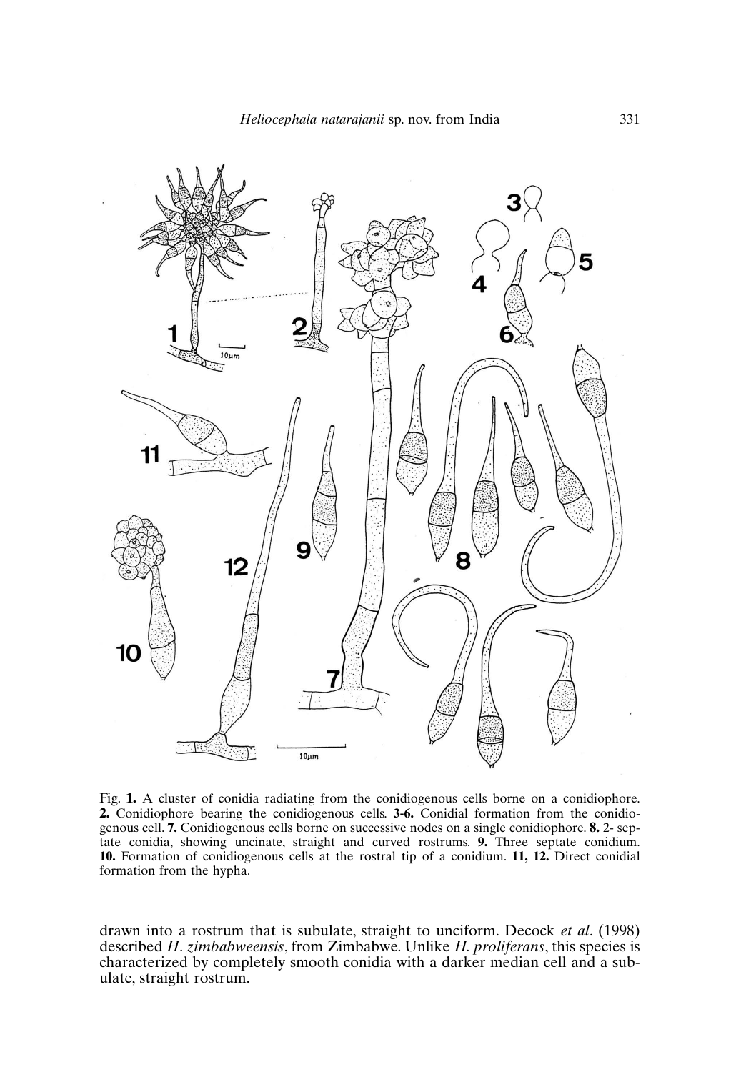Fig. **1.** A cluster of conidia radiating from the conidiogenous cells borne on a conidiophore. **2.** Conidiophore bearing the conidiogenous cells. **3-6.** Conidial formation from the conidiogenous cell. **7.** Conidiogenous cells borne on successive nodes on a single conidiophore. **8.** 2- septate conidia, showing uncinate, straight and curved rostrums. **9.** Three septate conidium. **10.** Formation of conidiogenous cells at the rostral tip of a conidium. **11, 12.** Direct conidial formation from the hypha.

drawn into a rostrum that is subulate, straight to unciform. Decock *et al*. (1998) described *H*. *zimbabweensis*, from Zimbabwe. Unlike *H. proliferans*, this species is characterized by completely smooth conidia with a darker median cell and a subulate, straight rostrum.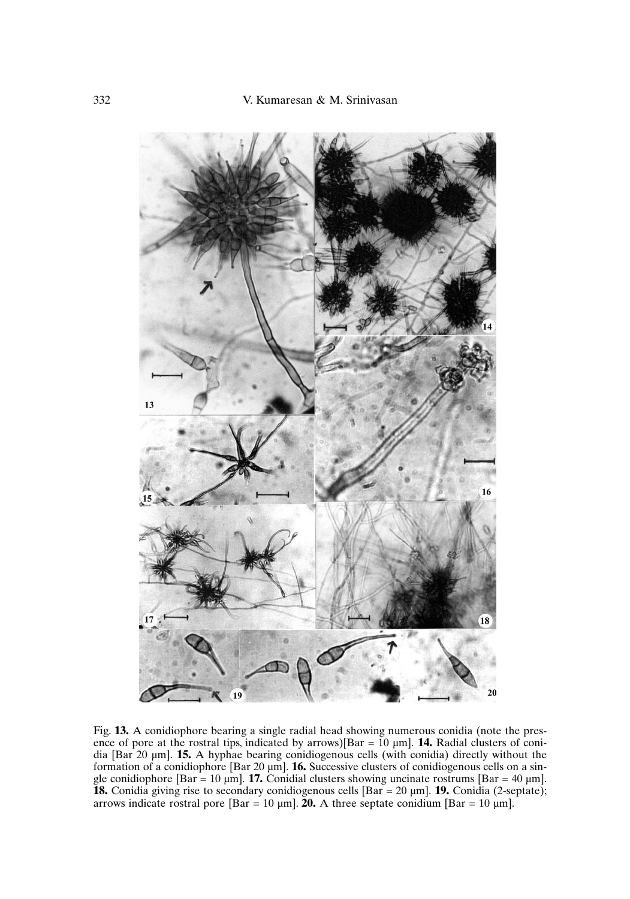Fig. **13.** A conidiophore bearing a single radial head showing numerous conidia (note the presence of pore at the rostral tips, indicated by arrows)[Bar = 10 µm]. **14.** Radial clusters of conidia [Bar 20 µm]. **15.** A hyphae bearing conidiogenous cells (with conidia) directly without the formation of a conidiophore [Bar 20 µm]. **16.** Successive clusters of conidiogenous cells on a single conidiophore [Bar = 10 µm]. **17.** Conidial clusters showing uncinate rostrums [Bar = 40 µm]. **18.** Conidia giving rise to secondary conidiogenous cells [Bar = 20 µm]. **19.** Conidia (2-septate); arrows indicate rostral pore [Bar = 10 µm]. **20.** A three septate conidium [Bar = 10 µm].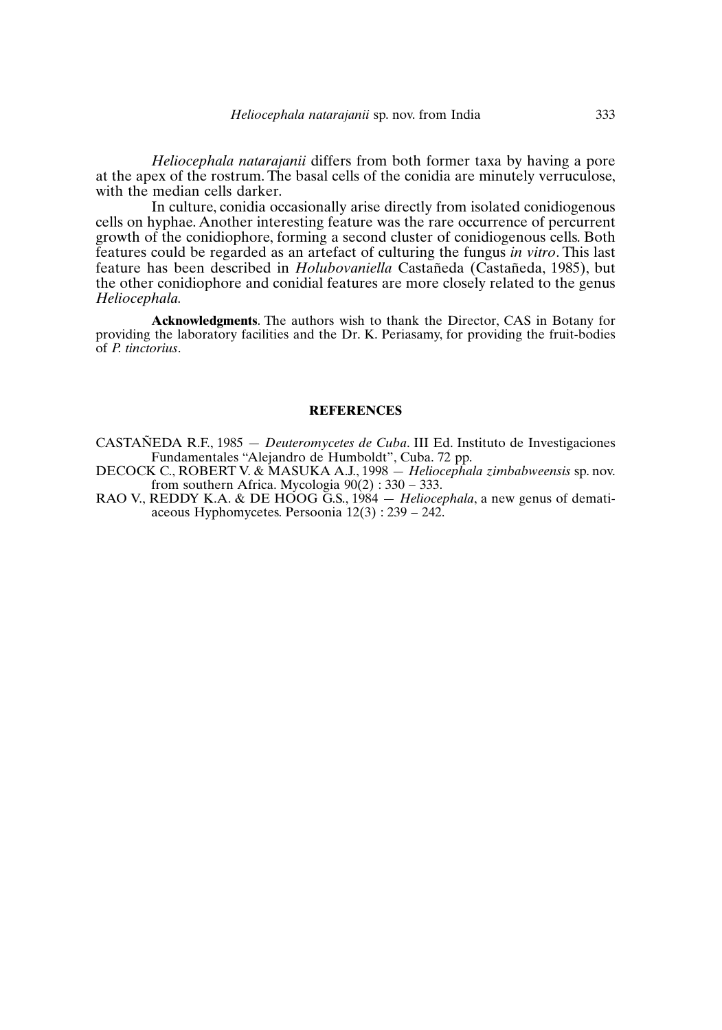*Heliocephala natarajanii* differs from both former taxa by having a pore at the apex of the rostrum. The basal cells of the conidia are minutely verruculose, with the median cells darker.

In culture, conidia occasionally arise directly from isolated conidiogenous cells on hyphae. Another interesting feature was the rare occurrence of percurrent growth of the conidiophore, forming a second cluster of conidiogenous cells. Both features could be regarded as an artefact of culturing the fungus *in vitro*. This last feature has been described in *Holubovaniella* Castañeda (Castañeda, 1985), but the other conidiophore and conidial features are more closely related to the genus *Heliocephala*.

**Acknowledgments**. The authors wish to thank the Director, CAS in Botany for providing the laboratory facilities and the Dr. K. Periasamy, for providing the fruit-bodies of *P. tinctorius*.

## REFERENCES

CASTAÑEDA R.F., 1985 — *Deuteromycetes de Cuba*. III Ed. Instituto de Investigaciones Fundamentales "Alejandro de Humboldt", Cuba. 72 pp.

DECOCK C., ROBERT V. & MASUKA A.J., 1998 — *Heliocephala zimbabweensis* sp. nov. from southern Africa. Mycologia 90(2) : 330 – 333.

RAO V., REDDY K.A. & DE HOOG G.S., 1984 — *Heliocephala*, a new genus of dematiaceous Hyphomycetes. Persoonia 12(3) : 239 – 242.